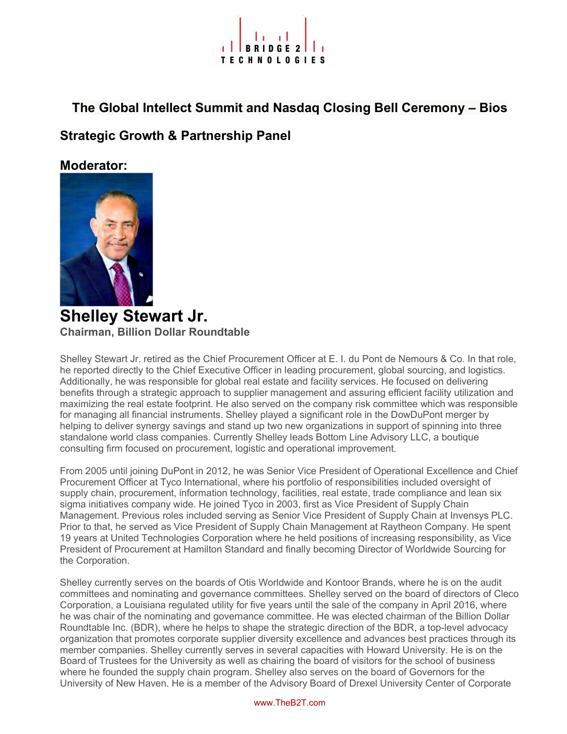# The Global Intellect Summit and Nasdaq Closing Bell Ceremony – Bios

## Strategic Growth & Partnership Panel

### Moderator:

## Shelley Stewart Jr.

**Chairman, Billion Dollar Roundtable**

Shelley Stewart Jr. retired as the Chief Procurement Officer at E. I. du Pont de Nemours & Co. In that role, he reported directly to the Chief Executive Officer in leading procurement, global sourcing, and logistics. Additionally, he was responsible for global real estate and facility services. He focused on delivering benefits through a strategic approach to supplier management and assuring efficient facility utilization and maximizing the real estate footprint. He also served on the company risk committee which was responsible for managing all financial instruments. Shelley played a significant role in the DowDuPont merger by helping to deliver synergy savings and stand up two new organizations in support of spinning into three standalone world class companies. Currently Shelley leads Bottom Line Advisory LLC, a boutique consulting firm focused on procurement, logistic and operational improvement.

From 2005 until joining DuPont in 2012, he was Senior Vice President of Operational Excellence and Chief Procurement Officer at Tyco International, where his portfolio of responsibilities included oversight of supply chain, procurement, information technology, facilities, real estate, trade compliance and lean six sigma initiatives company wide. He joined Tyco in 2003, first as Vice President of Supply Chain Management. Previous roles included serving as Senior Vice President of Supply Chain at Invensys PLC. Prior to that, he served as Vice President of Supply Chain Management at Raytheon Company. He spent 19 years at United Technologies Corporation where he held positions of increasing responsibility, as Vice President of Procurement at Hamilton Standard and finally becoming Director of Worldwide Sourcing for the Corporation.

Shelley currently serves on the boards of Otis Worldwide and Kontoor Brands, where he is on the audit committees and nominating and governance committees. Shelley served on the board of directors of Cleco Corporation, a Louisiana regulated utility for five years until the sale of the company in April 2016, where he was chair of the nominating and governance committee. He was elected chairman of the Billion Dollar Roundtable Inc. (BDR), where he helps to shape the strategic direction of the BDR, a top-level advocacy organization that promotes corporate supplier diversity excellence and advances best practices through its member companies. Shelley currently serves in several capacities with Howard University. He is on the Board of Trustees for the University as well as chairing the board of visitors for the school of business where he founded the supply chain program. Shelley also serves on the board of Governors for the University of New Haven. He is a member of the Advisory Board of Drexel University Center of Corporate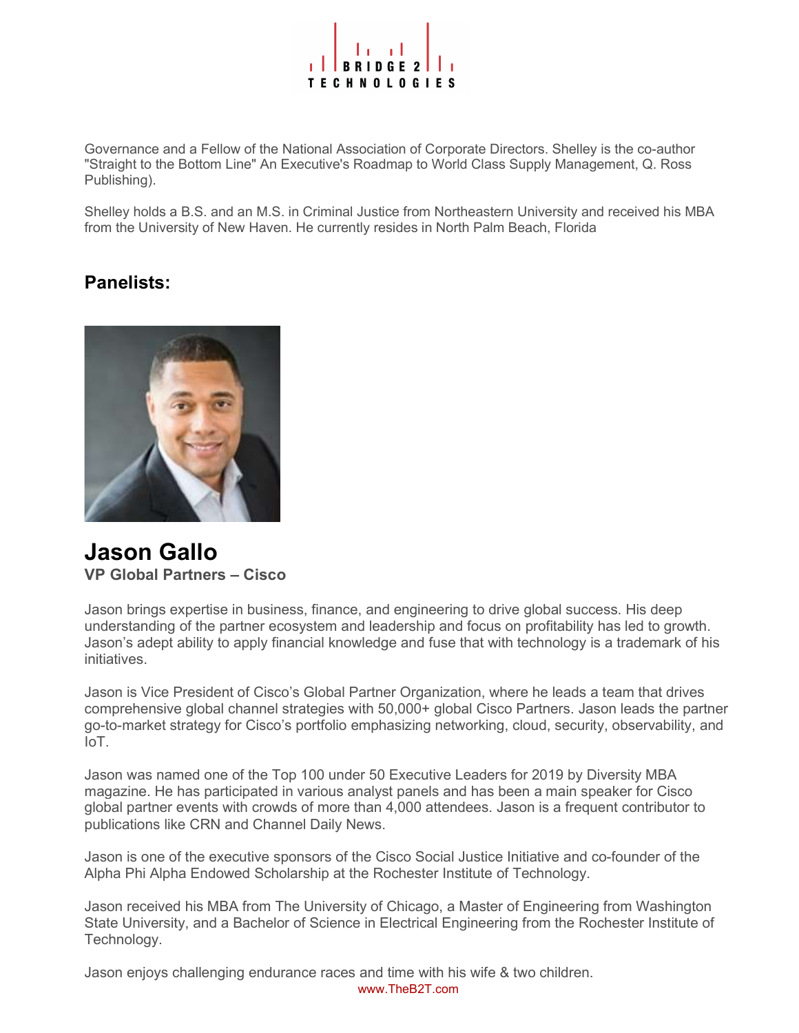Governance and a Fellow of the National Association of Corporate Directors. Shelley is the co-author "Straight to the Bottom Line" An Executive's Roadmap to World Class Supply Management, Q. Ross Publishing).

Shelley holds a B.S. and an M.S. in Criminal Justice from Northeastern University and received his MBA from the University of New Haven. He currently resides in North Palm Beach, Florida

## Panelists:

# Jason Gallo

**VP Global Partners – Cisco**

Jason brings expertise in business, finance, and engineering to drive global success. His deep understanding of the partner ecosystem and leadership and focus on profitability has led to growth. Jason's adept ability to apply financial knowledge and fuse that with technology is a trademark of his initiatives.

Jason is Vice President of Cisco's Global Partner Organization, where he leads a team that drives comprehensive global channel strategies with 50,000+ global Cisco Partners. Jason leads the partner go-to-market strategy for Cisco's portfolio emphasizing networking, cloud, security, observability, and IoT.

Jason was named one of the Top 100 under 50 Executive Leaders for 2019 by Diversity MBA magazine. He has participated in various analyst panels and has been a main speaker for Cisco global partner events with crowds of more than 4,000 attendees. Jason is a frequent contributor to publications like CRN and Channel Daily News.

Jason is one of the executive sponsors of the Cisco Social Justice Initiative and co-founder of the Alpha Phi Alpha Endowed Scholarship at the Rochester Institute of Technology.

Jason received his MBA from The University of Chicago, a Master of Engineering from Washington State University, and a Bachelor of Science in Electrical Engineering from the Rochester Institute of Technology.

Jason enjoys challenging endurance races and time with his wife & two children.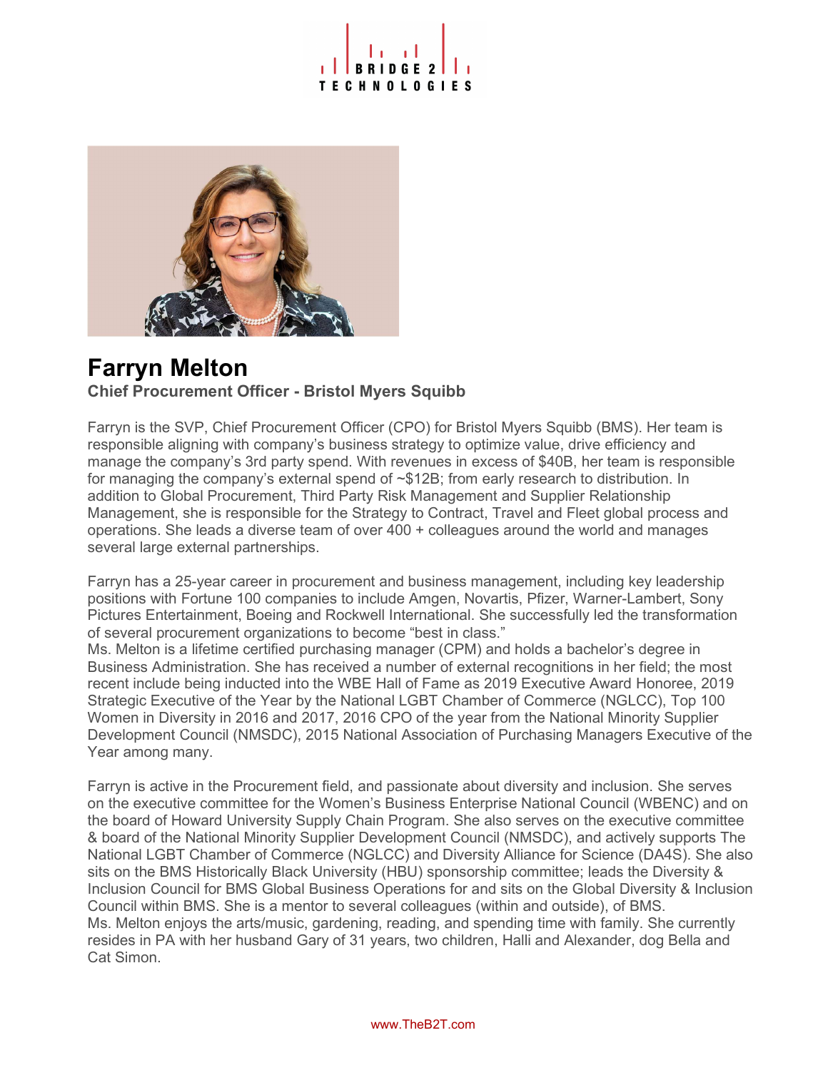# Farryn Melton

**Chief Procurement Officer - Bristol Myers Squibb**

Farryn is the SVP, Chief Procurement Officer (CPO) for Bristol Myers Squibb (BMS). Her team is responsible aligning with company's business strategy to optimize value, drive efficiency and manage the company's 3rd party spend. With revenues in excess of $40B, her team is responsible for managing the company's external spend of ~$12B; from early research to distribution. In addition to Global Procurement, Third Party Risk Management and Supplier Relationship Management, she is responsible for the Strategy to Contract, Travel and Fleet global process and operations. She leads a diverse team of over 400 + colleagues around the world and manages several large external partnerships.

Farryn has a 25-year career in procurement and business management, including key leadership positions with Fortune 100 companies to include Amgen, Novartis, Pfizer, Warner-Lambert, Sony Pictures Entertainment, Boeing and Rockwell International. She successfully led the transformation of several procurement organizations to become "best in class."
Ms. Melton is a lifetime certified purchasing manager (CPM) and holds a bachelor's degree in Business Administration. She has received a number of external recognitions in her field; the most recent include being inducted into the WBE Hall of Fame as 2019 Executive Award Honoree, 2019 Strategic Executive of the Year by the National LGBT Chamber of Commerce (NGLCC), Top 100 Women in Diversity in 2016 and 2017, 2016 CPO of the year from the National Minority Supplier Development Council (NMSDC), 2015 National Association of Purchasing Managers Executive of the Year among many.

Farryn is active in the Procurement field, and passionate about diversity and inclusion. She serves on the executive committee for the Women's Business Enterprise National Council (WBENC) and on the board of Howard University Supply Chain Program. She also serves on the executive committee & board of the National Minority Supplier Development Council (NMSDC), and actively supports The National LGBT Chamber of Commerce (NGLCC) and Diversity Alliance for Science (DA4S). She also sits on the BMS Historically Black University (HBU) sponsorship committee; leads the Diversity & Inclusion Council for BMS Global Business Operations for and sits on the Global Diversity & Inclusion Council within BMS. She is a mentor to several colleagues (within and outside), of BMS.
Ms. Melton enjoys the arts/music, gardening, reading, and spending time with family. She currently resides in PA with her husband Gary of 31 years, two children, Halli and Alexander, dog Bella and Cat Simon.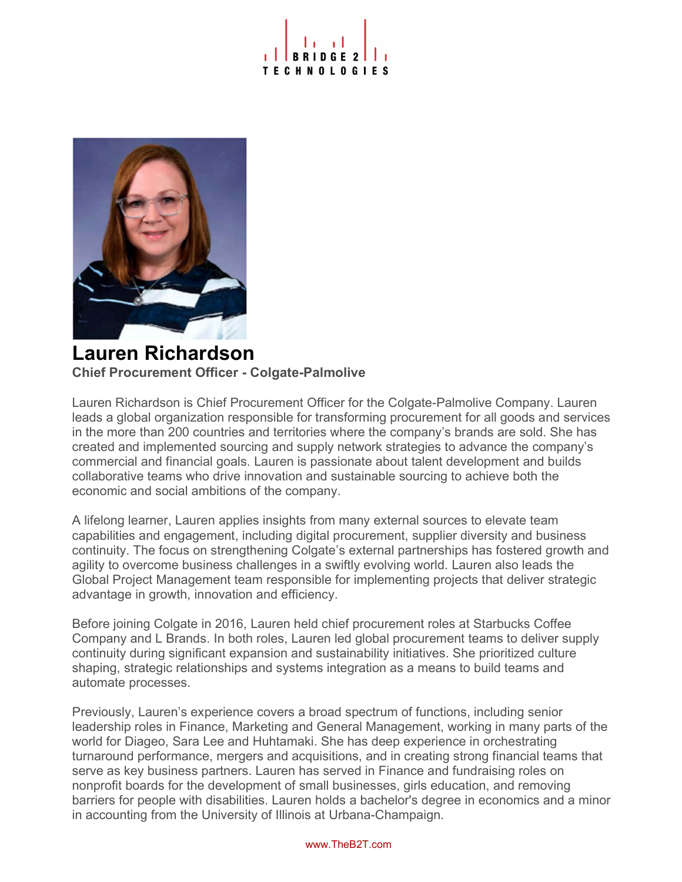# Lauren Richardson

**Chief Procurement Officer - Colgate-Palmolive**

Lauren Richardson is Chief Procurement Officer for the Colgate-Palmolive Company. Lauren leads a global organization responsible for transforming procurement for all goods and services in the more than 200 countries and territories where the company's brands are sold. She has created and implemented sourcing and supply network strategies to advance the company's commercial and financial goals. Lauren is passionate about talent development and builds collaborative teams who drive innovation and sustainable sourcing to achieve both the economic and social ambitions of the company.

A lifelong learner, Lauren applies insights from many external sources to elevate team capabilities and engagement, including digital procurement, supplier diversity and business continuity. The focus on strengthening Colgate's external partnerships has fostered growth and agility to overcome business challenges in a swiftly evolving world. Lauren also leads the Global Project Management team responsible for implementing projects that deliver strategic advantage in growth, innovation and efficiency.

Before joining Colgate in 2016, Lauren held chief procurement roles at Starbucks Coffee Company and L Brands. In both roles, Lauren led global procurement teams to deliver supply continuity during significant expansion and sustainability initiatives. She prioritized culture shaping, strategic relationships and systems integration as a means to build teams and automate processes.

Previously, Lauren's experience covers a broad spectrum of functions, including senior leadership roles in Finance, Marketing and General Management, working in many parts of the world for Diageo, Sara Lee and Huhtamaki. She has deep experience in orchestrating turnaround performance, mergers and acquisitions, and in creating strong financial teams that serve as key business partners. Lauren has served in Finance and fundraising roles on nonprofit boards for the development of small businesses, girls education, and removing barriers for people with disabilities. Lauren holds a bachelor's degree in economics and a minor in accounting from the University of Illinois at Urbana-Champaign.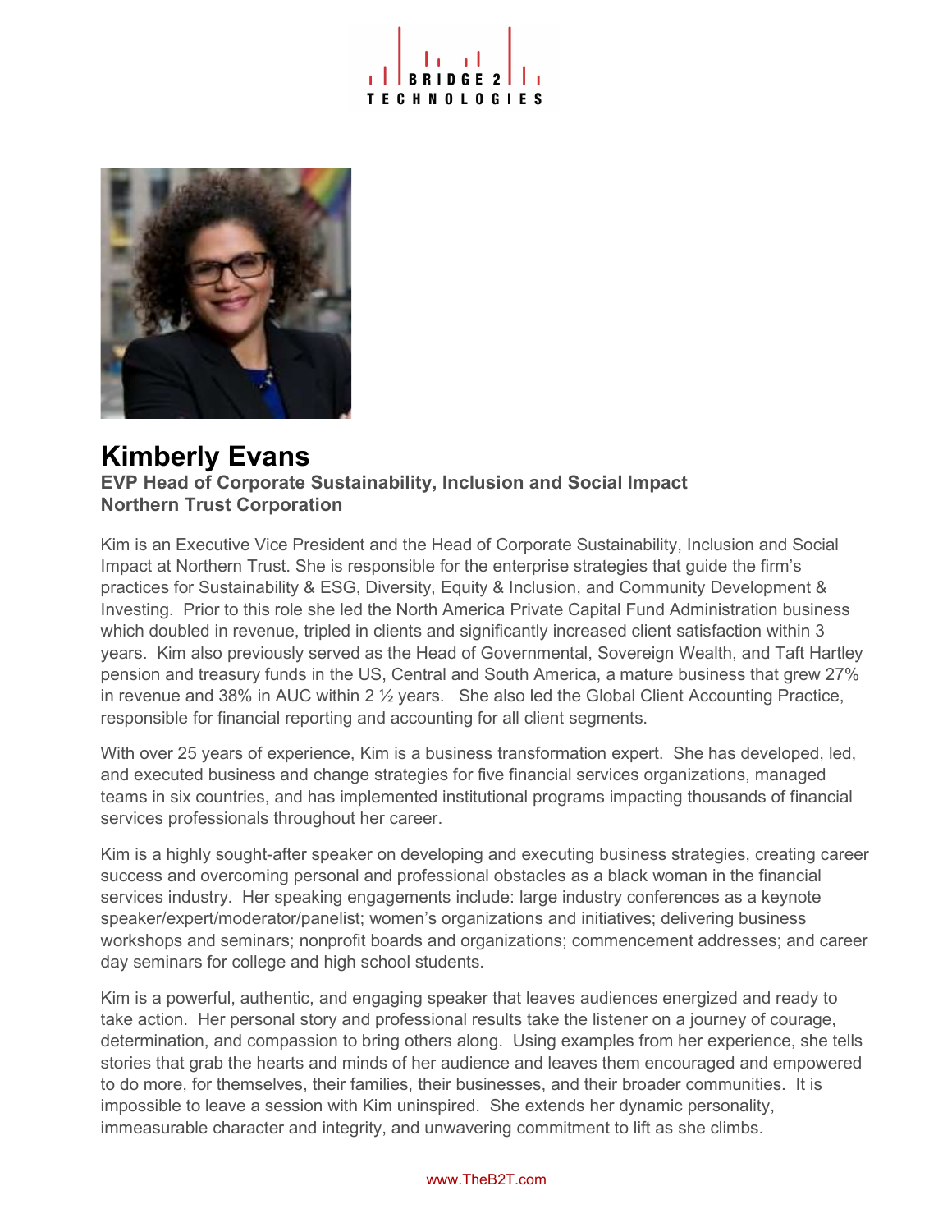# Kimberly Evans

**EVP Head of Corporate Sustainability, Inclusion and Social Impact**
**Northern Trust Corporation**

Kim is an Executive Vice President and the Head of Corporate Sustainability, Inclusion and Social Impact at Northern Trust. She is responsible for the enterprise strategies that guide the firm's practices for Sustainability & ESG, Diversity, Equity & Inclusion, and Community Development & Investing. Prior to this role she led the North America Private Capital Fund Administration business which doubled in revenue, tripled in clients and significantly increased client satisfaction within 3 years. Kim also previously served as the Head of Governmental, Sovereign Wealth, and Taft Hartley pension and treasury funds in the US, Central and South America, a mature business that grew 27% in revenue and 38% in AUC within 2 ½ years. She also led the Global Client Accounting Practice, responsible for financial reporting and accounting for all client segments.

With over 25 years of experience, Kim is a business transformation expert. She has developed, led, and executed business and change strategies for five financial services organizations, managed teams in six countries, and has implemented institutional programs impacting thousands of financial services professionals throughout her career.

Kim is a highly sought-after speaker on developing and executing business strategies, creating career success and overcoming personal and professional obstacles as a black woman in the financial services industry. Her speaking engagements include: large industry conferences as a keynote speaker/expert/moderator/panelist; women's organizations and initiatives; delivering business workshops and seminars; nonprofit boards and organizations; commencement addresses; and career day seminars for college and high school students.

Kim is a powerful, authentic, and engaging speaker that leaves audiences energized and ready to take action. Her personal story and professional results take the listener on a journey of courage, determination, and compassion to bring others along. Using examples from her experience, she tells stories that grab the hearts and minds of her audience and leaves them encouraged and empowered to do more, for themselves, their families, their businesses, and their broader communities. It is impossible to leave a session with Kim uninspired. She extends her dynamic personality, immeasurable character and integrity, and unwavering commitment to lift as she climbs.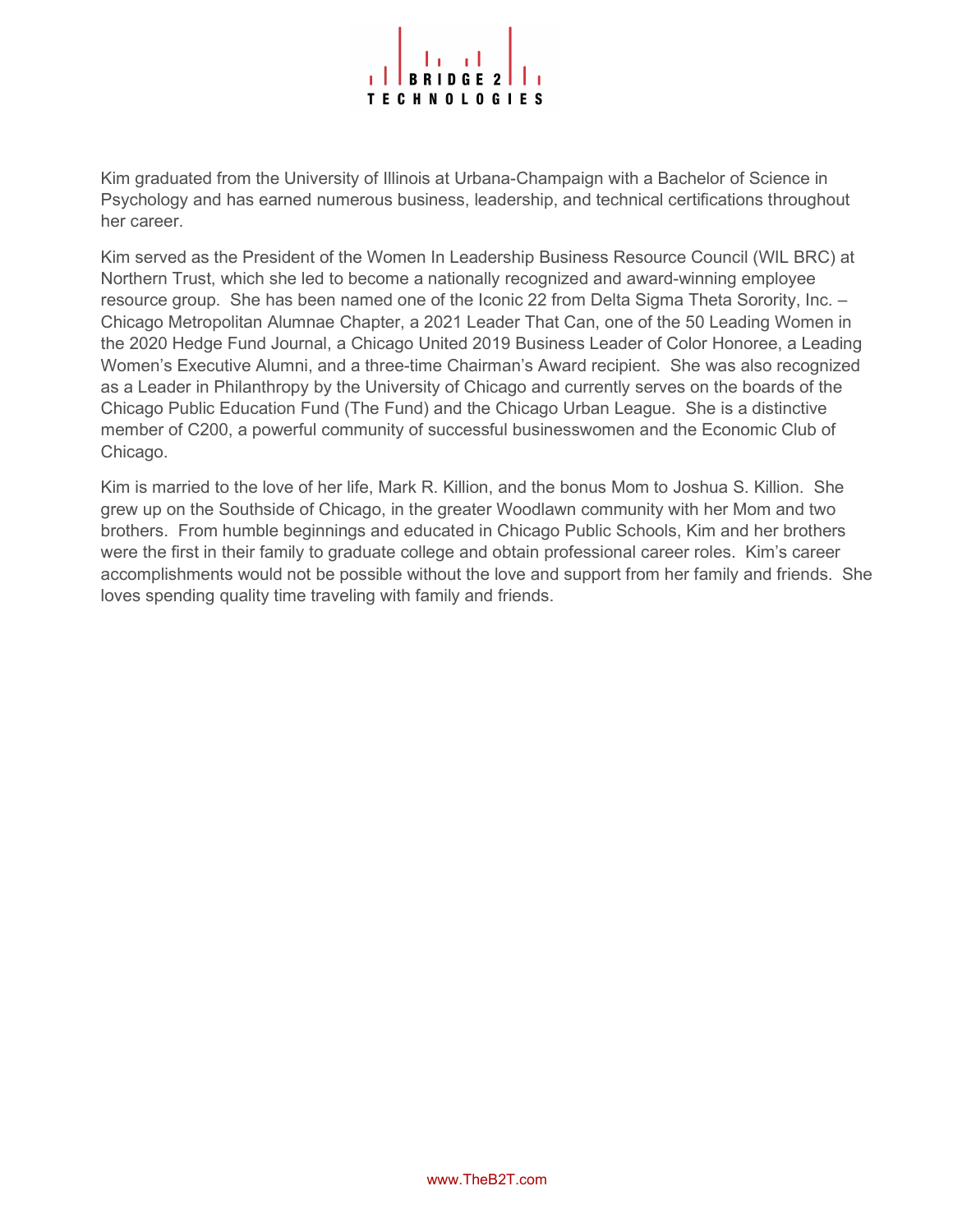Kim graduated from the University of Illinois at Urbana-Champaign with a Bachelor of Science in Psychology and has earned numerous business, leadership, and technical certifications throughout her career.

Kim served as the President of the Women In Leadership Business Resource Council (WIL BRC) at Northern Trust, which she led to become a nationally recognized and award-winning employee resource group. She has been named one of the Iconic 22 from Delta Sigma Theta Sorority, Inc. – Chicago Metropolitan Alumnae Chapter, a 2021 Leader That Can, one of the 50 Leading Women in the 2020 Hedge Fund Journal, a Chicago United 2019 Business Leader of Color Honoree, a Leading Women's Executive Alumni, and a three-time Chairman's Award recipient. She was also recognized as a Leader in Philanthropy by the University of Chicago and currently serves on the boards of the Chicago Public Education Fund (The Fund) and the Chicago Urban League. She is a distinctive member of C200, a powerful community of successful businesswomen and the Economic Club of Chicago.

Kim is married to the love of her life, Mark R. Killion, and the bonus Mom to Joshua S. Killion. She grew up on the Southside of Chicago, in the greater Woodlawn community with her Mom and two brothers. From humble beginnings and educated in Chicago Public Schools, Kim and her brothers were the first in their family to graduate college and obtain professional career roles. Kim's career accomplishments would not be possible without the love and support from her family and friends. She loves spending quality time traveling with family and friends.